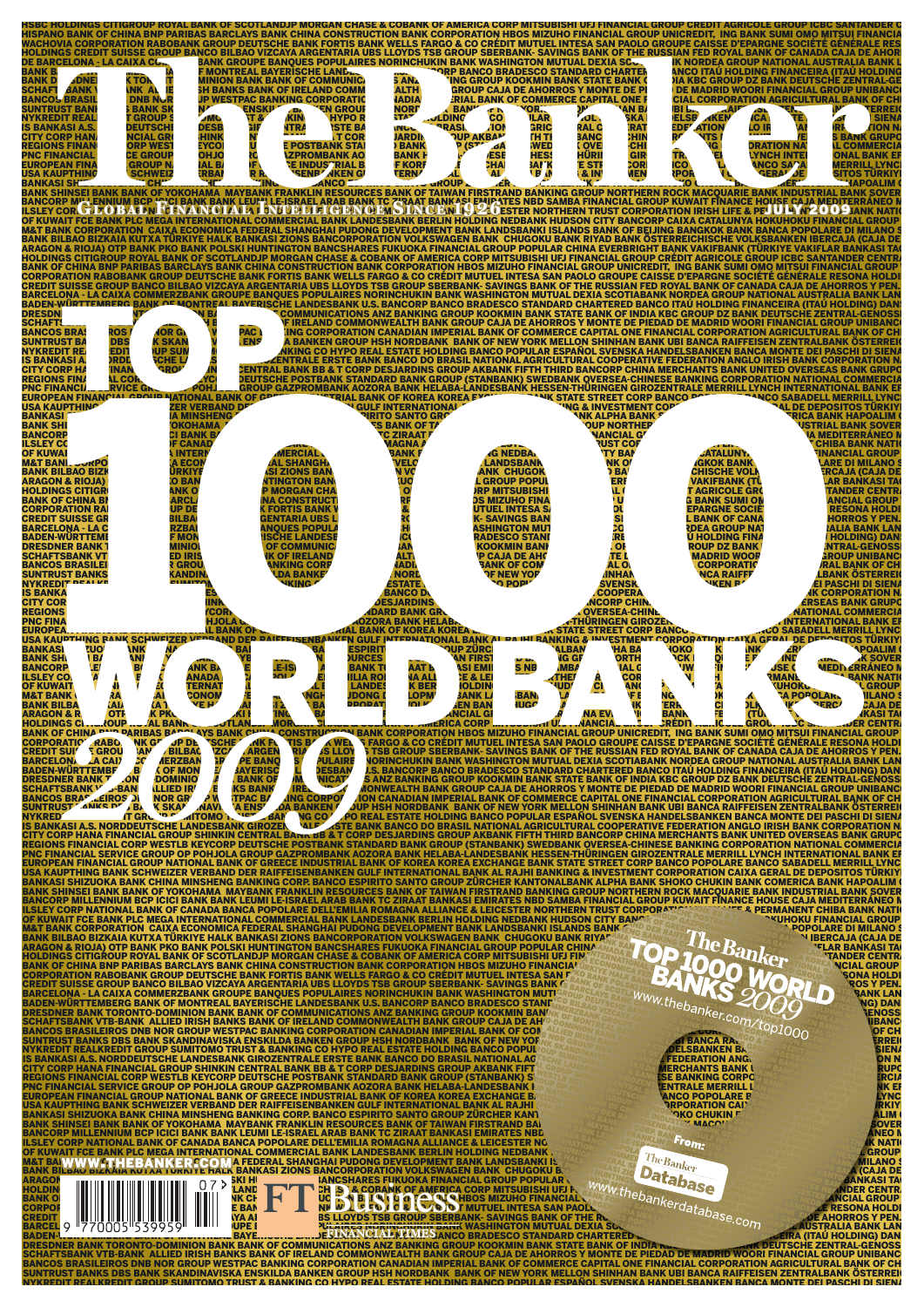# The Banker

GLOBAL FINANCIAL INTELLIGENCE SINCE 1926

JULY 2009

# TOP 1000 WORLD BANKS 2009

The Banker TOP 1000 WORLD BANKS 2009

www.thebanker.com/top1000

From: The Banker Database

www.thebankerdatabase.com

WWW.THEBANKER.COM

FT Business

FINANCIAL TIMES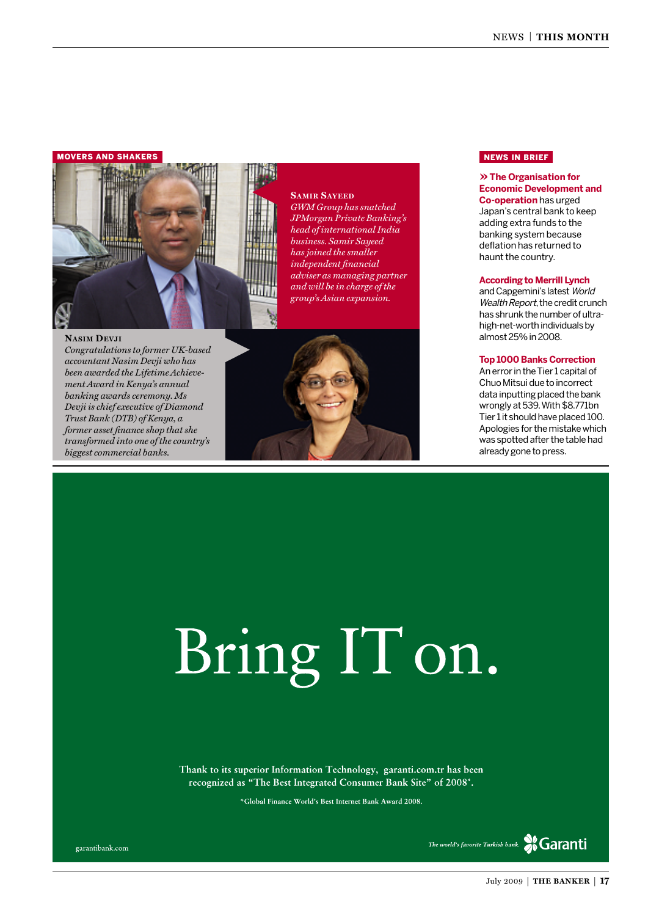## MOVERS AND SHAKERS

**Samir Sayeed**

*GWM Group has snatched JPMorgan Private Banking's head of international India business. Samir Sayeed has joined the smaller independent financial adviser as managing partner and will be in charge of the group's Asian expansion.*

**Nasim Devji**

*Congratulations to former UK-based accountant Nasim Devji who has been awarded the Lifetime Achievement Award in Kenya's annual banking awards ceremony. Ms Devji is chief executive of Diamond Trust Bank (DTB) of Kenya, a former asset finance shop that she transformed into one of the country's biggest commercial banks.*

## NEWS IN BRIEF

**» The Organisation for Economic Development and Co-operation** has urged Japan's central bank to keep adding extra funds to the banking system because deflation has returned to haunt the country.

**According to Merrill Lynch** and Capgemini's latest *World Wealth Report*, the credit crunch has shrunk the number of ultra-high-net-worth individuals by almost 25% in 2008.

**Top 1000 Banks Correction**
An error in the Tier 1 capital of Chuo Mitsui due to incorrect data inputting placed the bank wrongly at 539. With $8.771bn Tier 1 it should have placed 100. Apologies for the mistake which was spotted after the table had already gone to press.

---

# Bring IT on.

Thank to its superior Information Technology, garanti.com.tr has been recognized as "The Best Integrated Consumer Bank Site" of 2008*.

*Global Finance World's Best Internet Bank Award 2008.

garantibank.com

*The world's favorite Turkish bank.* Garanti